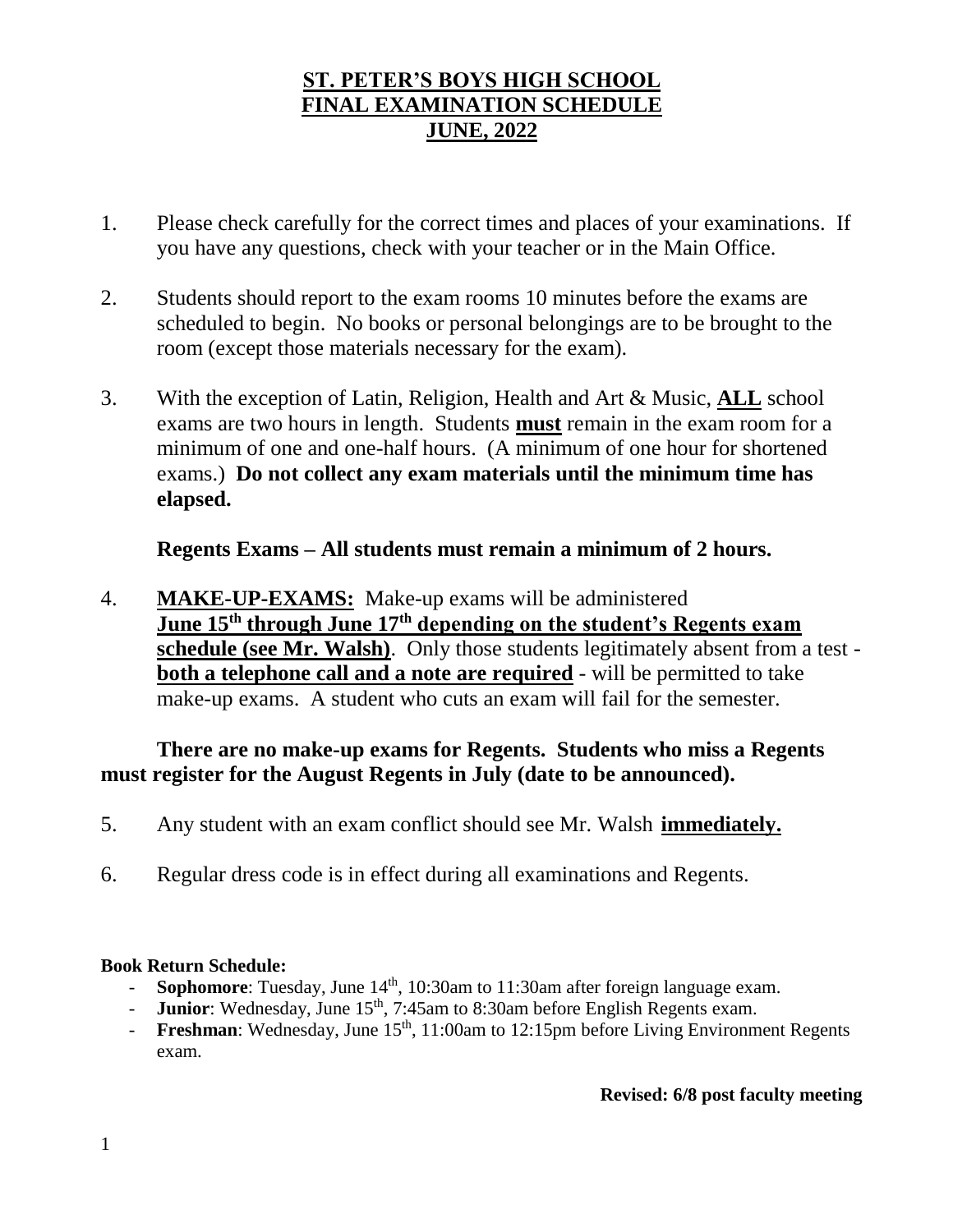# ST. PETER'S BOYS HIGH SCHOOL
# FINAL EXAMINATION SCHEDULE
# JUNE, 2022

1. Please check carefully for the correct times and places of your examinations. If you have any questions, check with your teacher or in the Main Office.

2. Students should report to the exam rooms 10 minutes before the exams are scheduled to begin. No books or personal belongings are to be brought to the room (except those materials necessary for the exam).

3. With the exception of Latin, Religion, Health and Art & Music, **ALL** school exams are two hours in length. Students **must** remain in the exam room for a minimum of one and one-half hours. (A minimum of one hour for shortened exams.) **Do not collect any exam materials until the minimum time has elapsed.**

   **Regents Exams – All students must remain a minimum of 2 hours.**

4. **MAKE-UP-EXAMS:** Make-up exams will be administered **June 15th through June 17th depending on the student's Regents exam schedule (see Mr. Walsh)**. Only those students legitimately absent from a test - **both a telephone call and a note are required** - will be permitted to take make-up exams. A student who cuts an exam will fail for the semester.

   **There are no make-up exams for Regents. Students who miss a Regents must register for the August Regents in July (date to be announced).**

5. Any student with an exam conflict should see Mr. Walsh **immediately.**

6. Regular dress code is in effect during all examinations and Regents.

**Book Return Schedule:**

- **Sophomore**: Tuesday, June 14th, 10:30am to 11:30am after foreign language exam.
- **Junior**: Wednesday, June 15th, 7:45am to 8:30am before English Regents exam.
- **Freshman**: Wednesday, June 15th, 11:00am to 12:15pm before Living Environment Regents exam.

**Revised: 6/8 post faculty meeting**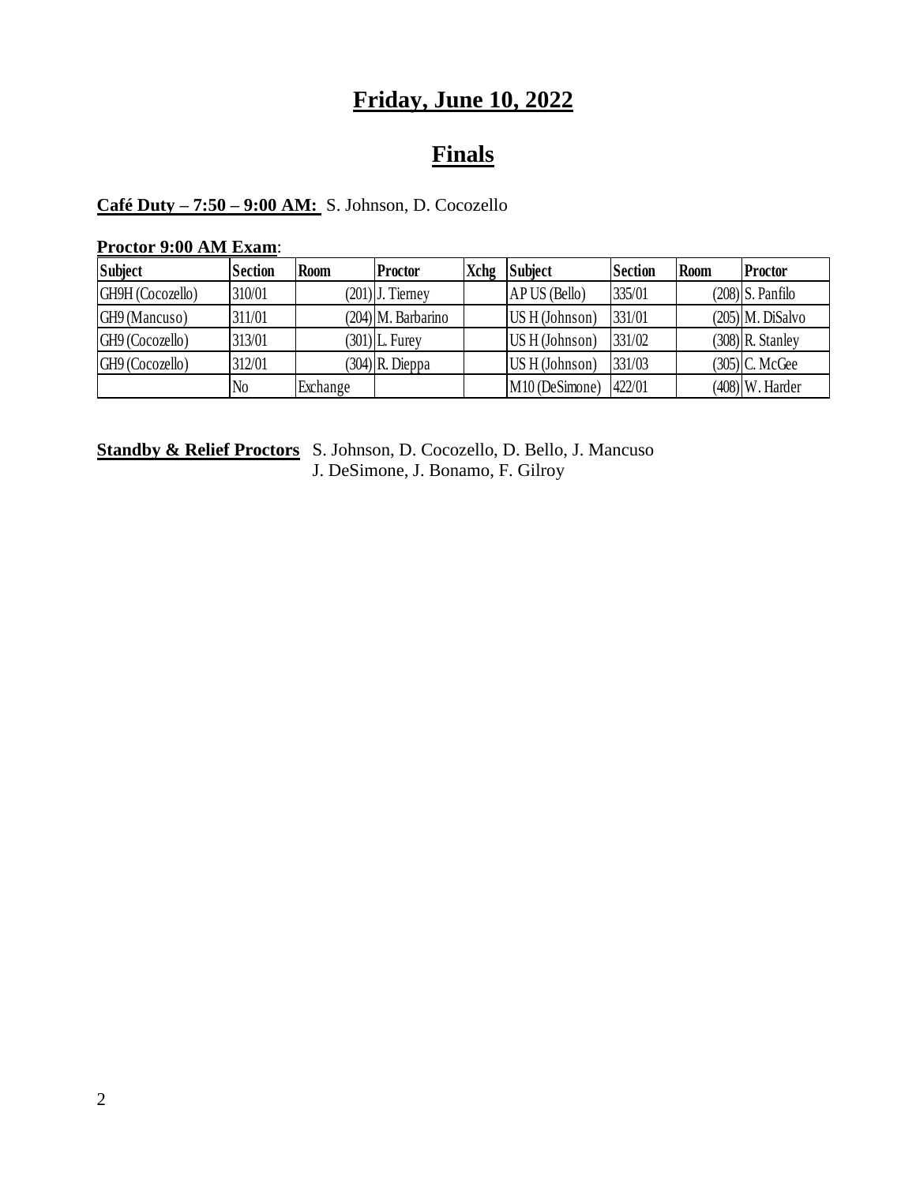# Friday, June 10, 2022

# Finals

**Café Duty – 7:50 – 9:00 AM:** S. Johnson, D. Cocozello

**Proctor 9:00 AM Exam**:

| Subject | Section | Room | Proctor | Xchg | Subject | Section | Room | Proctor |
|---|---|---|---|---|---|---|---|---|
| GH9H (Cocozello) | 310/01 | (201) | J. Tierney | | AP US (Bello) | 335/01 | (208) | S. Panfilo |
| GH9 (Mancuso) | 311/01 | (204) | M. Barbarino | | US H (Johnson) | 331/01 | (205) | M. DiSalvo |
| GH9 (Cocozello) | 313/01 | (301) | L. Furey | | US H (Johnson) | 331/02 | (308) | R. Stanley |
| GH9 (Cocozello) | 312/01 | (304) | R. Dieppa | | US H (Johnson) | 331/03 | (305) | C. McGee |
| | No | Exchange | | | M10 (DeSimone) | 422/01 | (408) | W. Harder |

**Standby & Relief Proctors** S. Johnson, D. Cocozello, D. Bello, J. Mancuso
J. DeSimone, J. Bonamo, F. Gilroy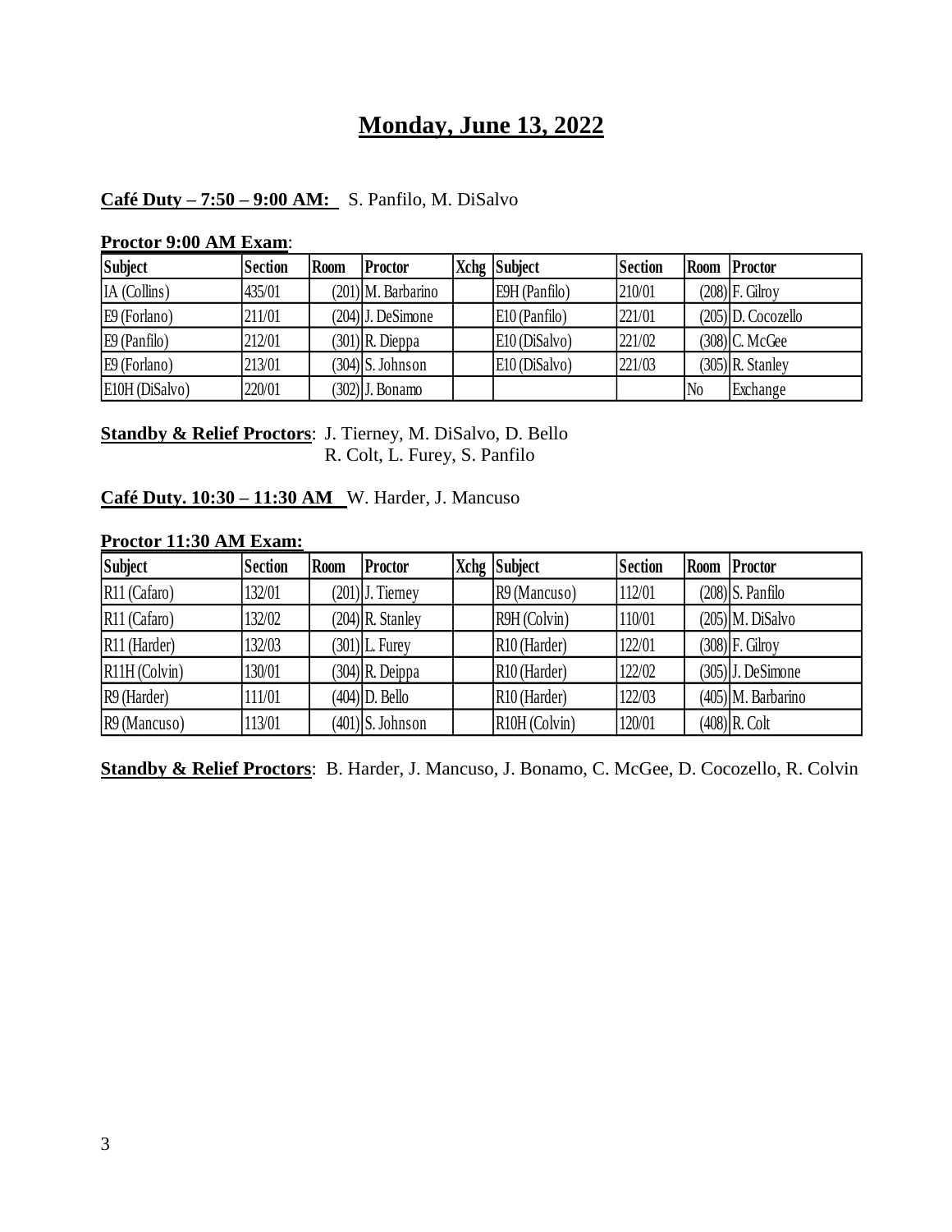# Monday, June 13, 2022

**Café Duty – 7:50 – 9:00 AM:** S. Panfilo, M. DiSalvo

**Proctor 9:00 AM Exam**:

| Subject | Section | Room | Proctor | Xchg | Subject | Section | Room | Proctor |
|---|---|---|---|---|---|---|---|---|
| IA (Collins) | 435/01 | (201) | M. Barbarino | | E9H (Panfilo) | 210/01 | (208) | F. Gilroy |
| E9 (Forlano) | 211/01 | (204) | J. DeSimone | | E10 (Panfilo) | 221/01 | (205) | D. Cocozello |
| E9 (Panfilo) | 212/01 | (301) | R. Dieppa | | E10 (DiSalvo) | 221/02 | (308) | C. McGee |
| E9 (Forlano) | 213/01 | (304) | S. Johnson | | E10 (DiSalvo) | 221/03 | (305) | R. Stanley |
| E10H (DiSalvo) | 220/01 | (302) | J. Bonamo | | | | No | Exchange |

**Standby & Relief Proctors**: J. Tierney, M. DiSalvo, D. Bello
R. Colt, L. Furey, S. Panfilo

**Café Duty. 10:30 – 11:30 AM** W. Harder, J. Mancuso

**Proctor 11:30 AM Exam:**

| Subject | Section | Room | Proctor | Xchg | Subject | Section | Room | Proctor |
|---|---|---|---|---|---|---|---|---|
| R11 (Cafaro) | 132/01 | (201) | J. Tierney | | R9 (Mancuso) | 112/01 | (208) | S. Panfilo |
| R11 (Cafaro) | 132/02 | (204) | R. Stanley | | R9H (Colvin) | 110/01 | (205) | M. DiSalvo |
| R11 (Harder) | 132/03 | (301) | L. Furey | | R10 (Harder) | 122/01 | (308) | F. Gilroy |
| R11H (Colvin) | 130/01 | (304) | R. Deippa | | R10 (Harder) | 122/02 | (305) | J. DeSimone |
| R9 (Harder) | 111/01 | (404) | D. Bello | | R10 (Harder) | 122/03 | (405) | M. Barbarino |
| R9 (Mancuso) | 113/01 | (401) | S. Johnson | | R10H (Colvin) | 120/01 | (408) | R. Colt |

**Standby & Relief Proctors**: B. Harder, J. Mancuso, J. Bonamo, C. McGee, D. Cocozello, R. Colvin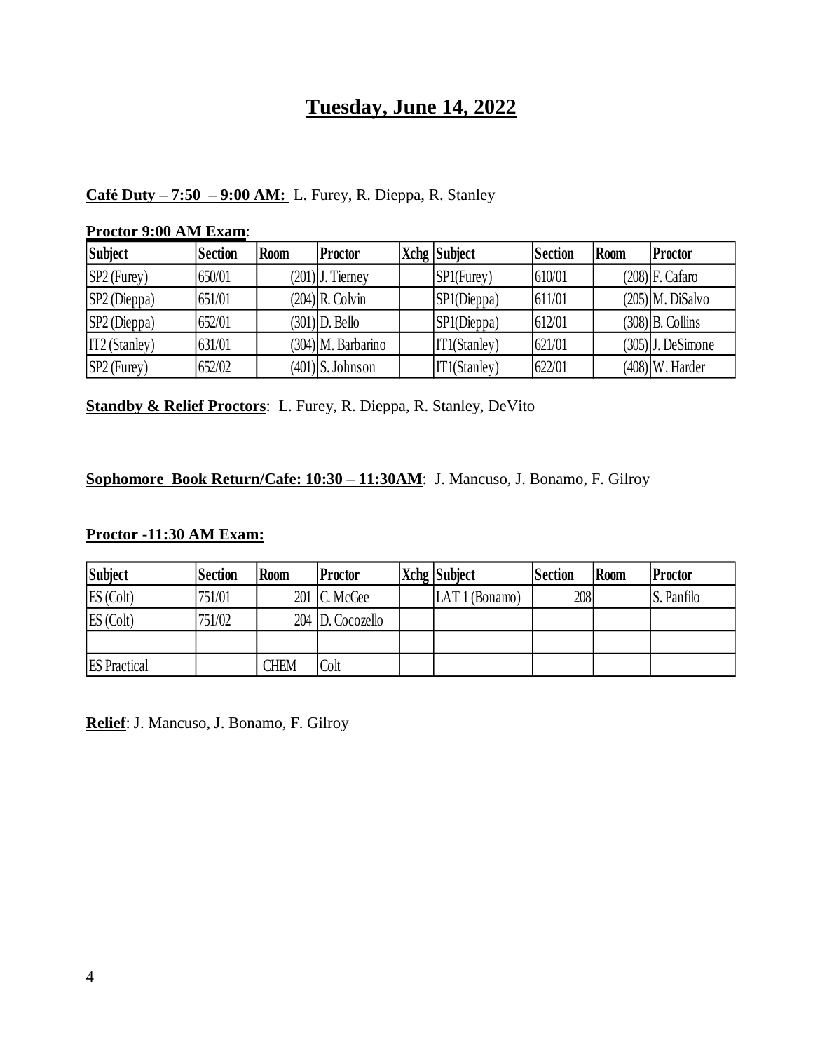# Tuesday, June 14, 2022

**Café Duty – 7:50 – 9:00 AM:** L. Furey, R. Dieppa, R. Stanley

**Proctor 9:00 AM Exam**:

| Subject | Section | Room | Proctor | Xchg | Subject | Section | Room | Proctor |
|---|---|---|---|---|---|---|---|---|
| SP2 (Furey) | 650/01 | (201) | J. Tierney | | SP1(Furey) | 610/01 | (208) | F. Cafaro |
| SP2 (Dieppa) | 651/01 | (204) | R. Colvin | | SP1(Dieppa) | 611/01 | (205) | M. DiSalvo |
| SP2 (Dieppa) | 652/01 | (301) | D. Bello | | SP1(Dieppa) | 612/01 | (308) | B. Collins |
| IT2 (Stanley) | 631/01 | (304) | M. Barbarino | | IT1(Stanley) | 621/01 | (305) | J. DeSimone |
| SP2 (Furey) | 652/02 | (401) | S. Johnson | | IT1(Stanley) | 622/01 | (408) | W. Harder |

**Standby & Relief Proctors**: L. Furey, R. Dieppa, R. Stanley, DeVito

**Sophomore Book Return/Cafe: 10:30 – 11:30AM**: J. Mancuso, J. Bonamo, F. Gilroy

**Proctor -11:30 AM Exam:**

| Subject | Section | Room | Proctor | Xchg | Subject | Section | Room | Proctor |
|---|---|---|---|---|---|---|---|---|
| ES (Colt) | 751/01 | 201 | C. McGee | | LAT 1 (Bonamo) | 208 | | S. Panfilo |
| ES (Colt) | 751/02 | 204 | D. Cocozello | | | | | |
| | | | | | | | | |
| ES Practical | | CHEM | Colt | | | | | |

**Relief**: J. Mancuso, J. Bonamo, F. Gilroy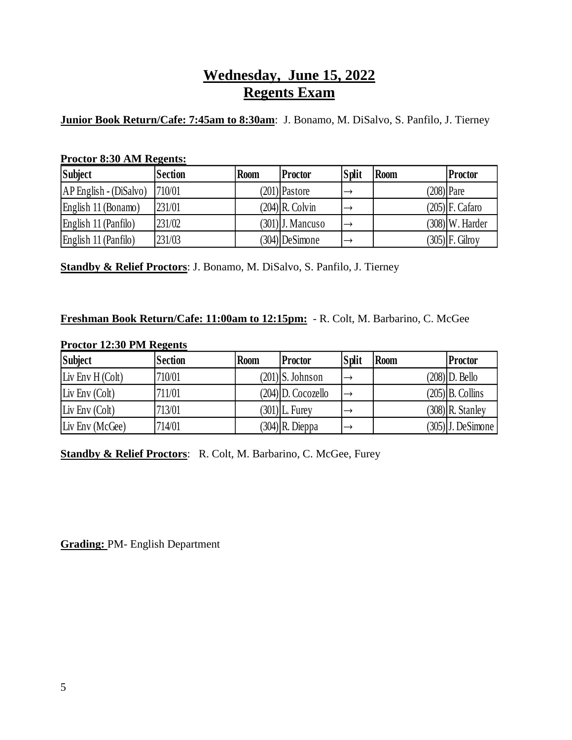# Wednesday, June 15, 2022
# Regents Exam

**Junior Book Return/Cafe: 7:45am to 8:30am**: J. Bonamo, M. DiSalvo, S. Panfilo, J. Tierney

**Proctor 8:30 AM Regents:**

| Subject | Section | Room | Proctor | Split | Room | Proctor |
|---|---|---|---|---|---|---|
| AP English - (DiSalvo) | 710/01 | (201) | Pastore | → | (208) | Pare |
| English 11 (Bonamo) | 231/01 | (204) | R. Colvin | → | (205) | F. Cafaro |
| English 11 (Panfilo) | 231/02 | (301) | J. Mancuso | → | (308) | W. Harder |
| English 11 (Panfilo) | 231/03 | (304) | DeSimone | → | (305) | F. Gilroy |

**Standby & Relief Proctors**: J. Bonamo, M. DiSalvo, S. Panfilo, J. Tierney

**Freshman Book Return/Cafe: 11:00am to 12:15pm:** - R. Colt, M. Barbarino, C. McGee

**Proctor 12:30 PM Regents**

| Subject | Section | Room | Proctor | Split | Room | Proctor |
|---|---|---|---|---|---|---|
| Liv Env H (Colt) | 710/01 | (201) | S. Johnson | → | (208) | D. Bello |
| Liv Env (Colt) | 711/01 | (204) | D. Cocozello | → | (205) | B. Collins |
| Liv Env (Colt) | 713/01 | (301) | L. Furey | → | (308) | R. Stanley |
| Liv Env (McGee) | 714/01 | (304) | R. Dieppa | → | (305) | J. DeSimone |

**Standby & Relief Proctors**: R. Colt, M. Barbarino, C. McGee, Furey

**Grading:** PM- English Department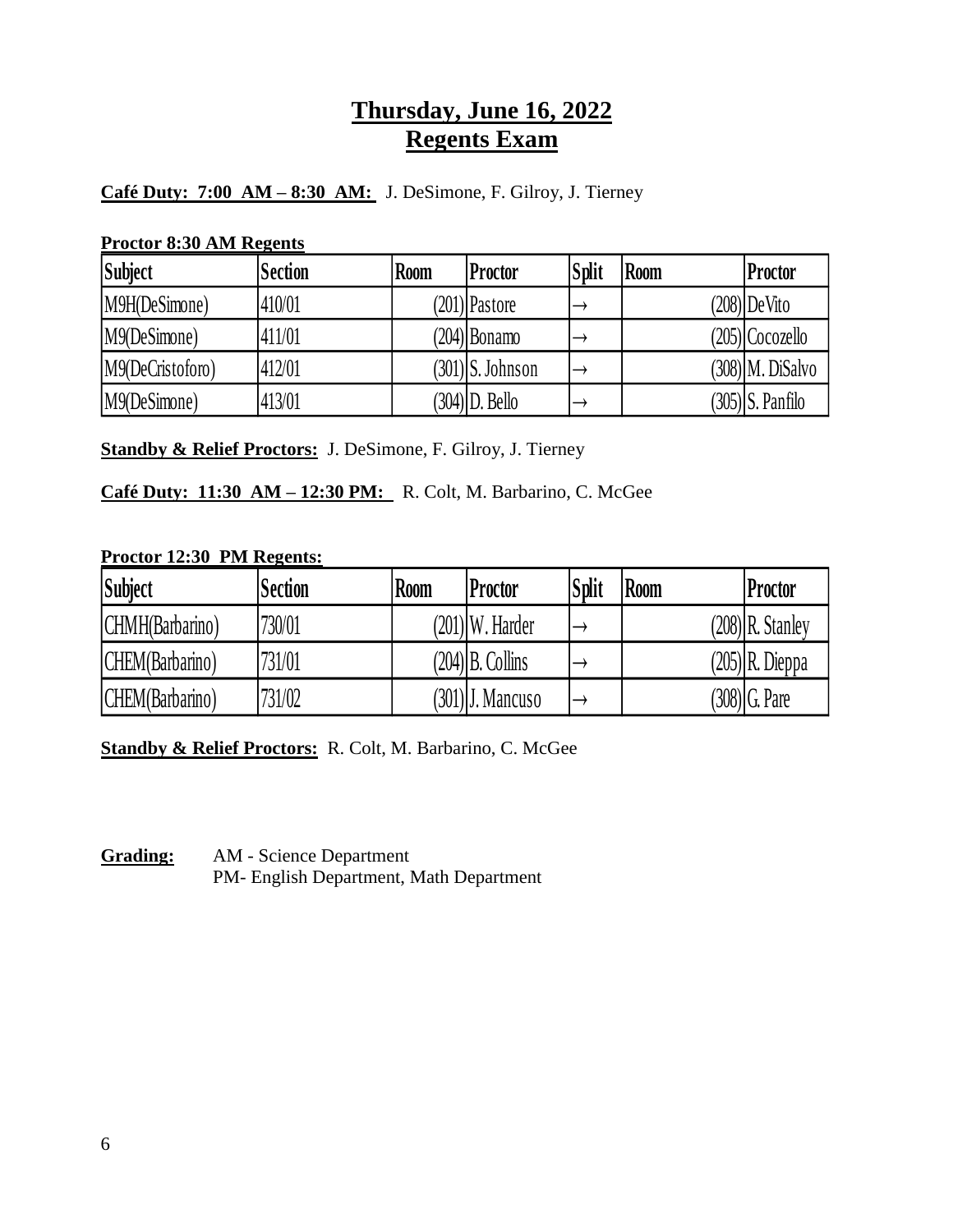# Thursday, June 16, 2022
# Regents Exam

**Café Duty: 7:00 AM – 8:30 AM:** J. DeSimone, F. Gilroy, J. Tierney

**Proctor 8:30 AM Regents**

| Subject | Section | Room | Proctor | Split | Room | Proctor |
|---|---|---|---|---|---|---|
| M9H(DeSimone) | 410/01 | (201) | Pastore | → | (208) | DeVito |
| M9(DeSimone) | 411/01 | (204) | Bonamo | → | (205) | Cocozello |
| M9(DeCristoforo) | 412/01 | (301) | S. Johnson | → | (308) | M. DiSalvo |
| M9(DeSimone) | 413/01 | (304) | D. Bello | → | (305) | S. Panfilo |

**Standby & Relief Proctors:** J. DeSimone, F. Gilroy, J. Tierney

**Café Duty: 11:30 AM – 12:30 PM:** R. Colt, M. Barbarino, C. McGee

**Proctor 12:30 PM Regents:**

| Subject | Section | Room | Proctor | Split | Room | Proctor |
|---|---|---|---|---|---|---|
| CHMH(Barbarino) | 730/01 | (201) | W. Harder | → | (208) | R. Stanley |
| CHEM(Barbarino) | 731/01 | (204) | B. Collins | → | (205) | R. Dieppa |
| CHEM(Barbarino) | 731/02 | (301) | J. Mancuso | → | (308) | G. Pare |

**Standby & Relief Proctors:** R. Colt, M. Barbarino, C. McGee

**Grading:** AM - Science Department
PM- English Department, Math Department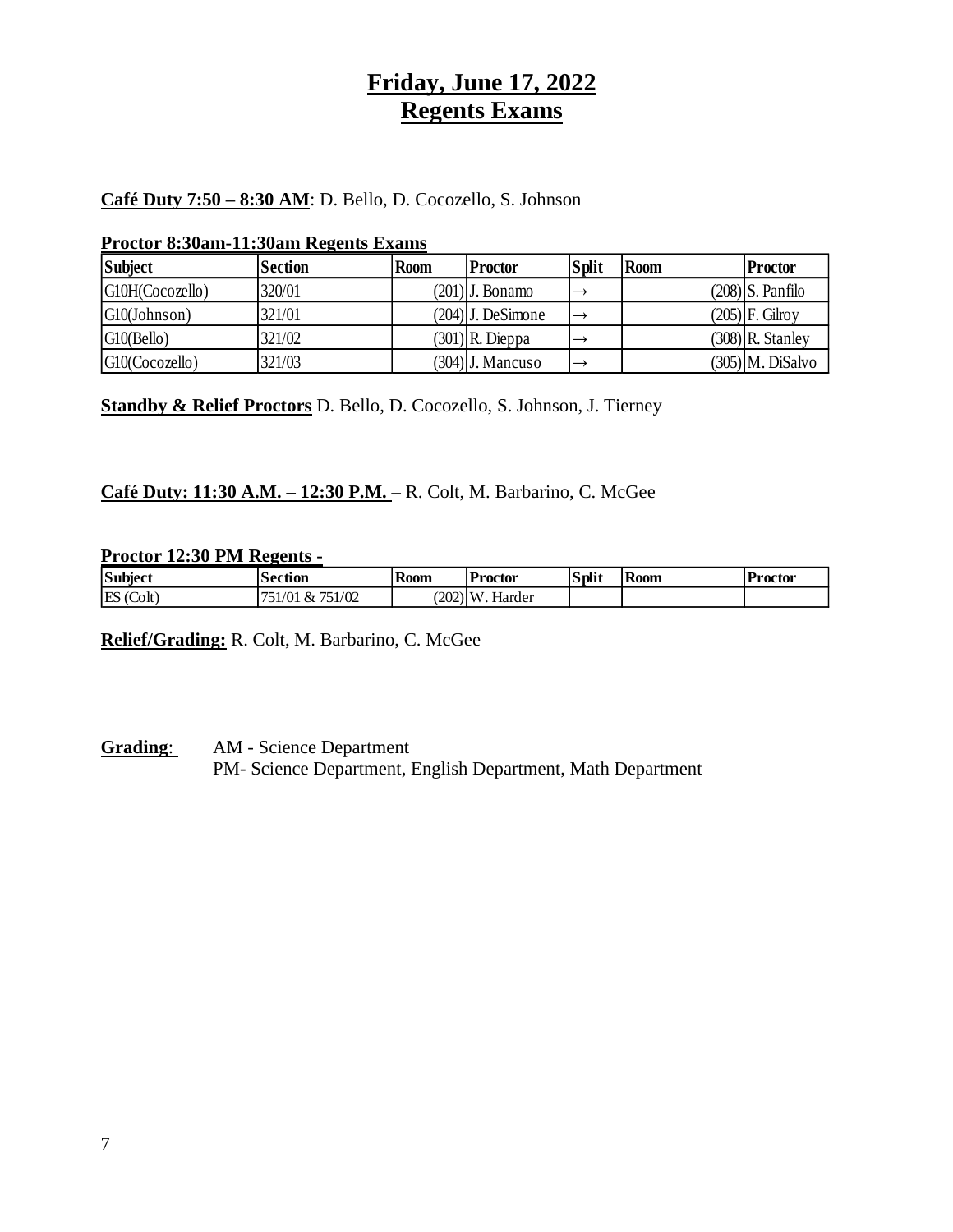# Friday, June 17, 2022
# Regents Exams

**Café Duty 7:50 – 8:30 AM**: D. Bello, D. Cocozello, S. Johnson

**Proctor 8:30am-11:30am Regents Exams**

| Subject | Section | Room | Proctor | Split | Room | Proctor |
|---|---|---|---|---|---|---|
| G10H(Cocozello) | 320/01 | (201) | J. Bonamo | → | (208) | S. Panfilo |
| G10(Johnson) | 321/01 | (204) | J. DeSimone | → | (205) | F. Gilroy |
| G10(Bello) | 321/02 | (301) | R. Dieppa | → | (308) | R. Stanley |
| G10(Cocozello) | 321/03 | (304) | J. Mancuso | → | (305) | M. DiSalvo |

**Standby & Relief Proctors** D. Bello, D. Cocozello, S. Johnson, J. Tierney

**Café Duty: 11:30 A.M. – 12:30 P.M.** – R. Colt, M. Barbarino, C. McGee

**Proctor 12:30 PM Regents -**

| Subject | Section | Room | Proctor | Split | Room | Proctor |
|---|---|---|---|---|---|---|
| ES (Colt) | 751/01 & 751/02 | (202) | W. Harder | | | |

**Relief/Grading:** R. Colt, M. Barbarino, C. McGee

**Grading**: AM - Science Department
PM- Science Department, English Department, Math Department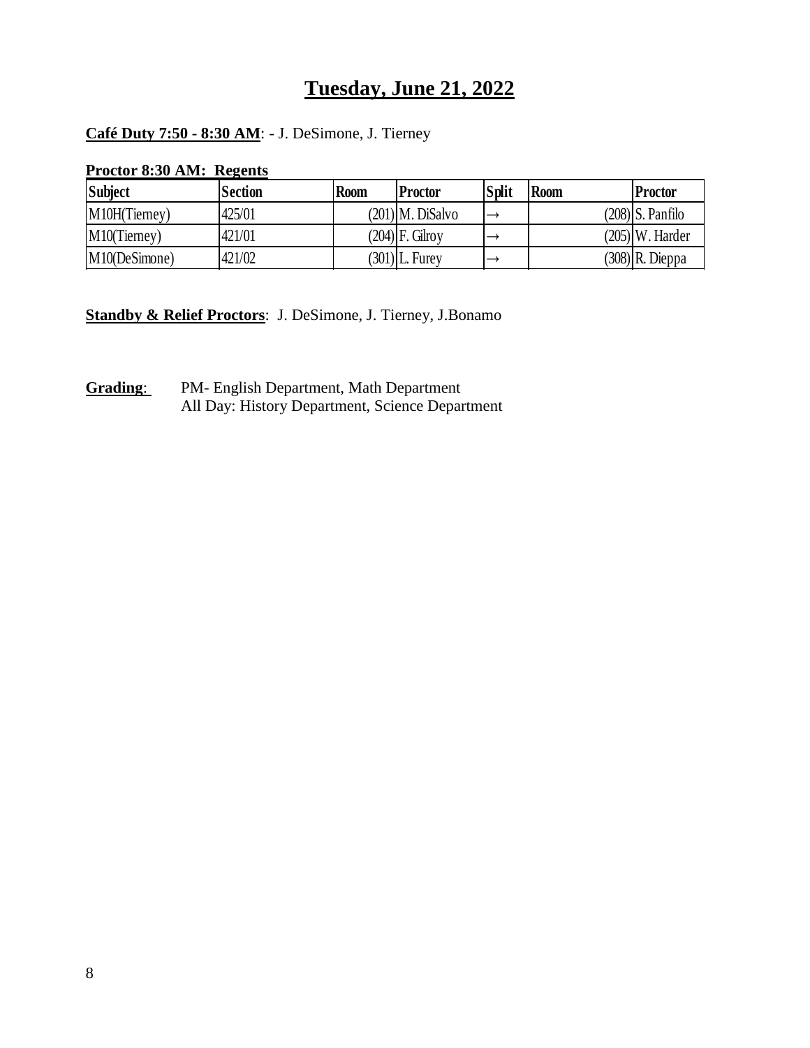# Tuesday, June 21, 2022

**Café Duty 7:50 - 8:30 AM**: - J. DeSimone, J. Tierney

**Proctor 8:30 AM: Regents**

| Subject | Section | Room | Proctor | Split | Room | Proctor |
|---|---|---|---|---|---|---|
| M10H(Tierney) | 425/01 | (201) | M. DiSalvo | → | (208) | S. Panfilo |
| M10(Tierney) | 421/01 | (204) | F. Gilroy | → | (205) | W. Harder |
| M10(DeSimone) | 421/02 | (301) | L. Furey | → | (308) | R. Dieppa |

**Standby & Relief Proctors**: J. DeSimone, J. Tierney, J.Bonamo

**Grading**: PM- English Department, Math Department
All Day: History Department, Science Department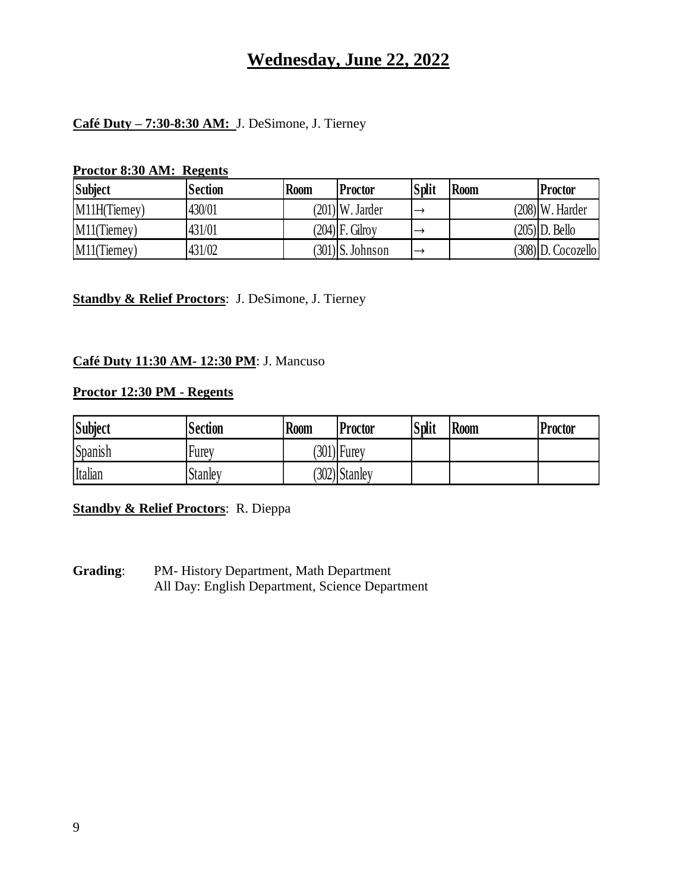# Wednesday, June 22, 2022

**Café Duty – 7:30-8:30 AM:** J. DeSimone, J. Tierney

**Proctor 8:30 AM: Regents**

| Subject | Section | Room | Proctor | Split | Room | Proctor |
|---|---|---|---|---|---|---|
| M11H(Tierney) | 430/01 | (201) | W. Jarder | → | (208) | W. Harder |
| M11(Tierney) | 431/01 | (204) | F. Gilroy | → | (205) | D. Bello |
| M11(Tierney) | 431/02 | (301) | S. Johnson | → | (308) | D. Cocozello |

**Standby & Relief Proctors**: J. DeSimone, J. Tierney

**Café Duty 11:30 AM- 12:30 PM**: J. Mancuso

**Proctor 12:30 PM - Regents**

| Subject | Section | Room | Proctor | Split | Room | Proctor |
|---|---|---|---|---|---|---|
| Spanish | Furey | (301) | Furey | | | |
| Italian | Stanley | (302) | Stanley | | | |

**Standby & Relief Proctors**: R. Dieppa

**Grading**: PM- History Department, Math Department
All Day: English Department, Science Department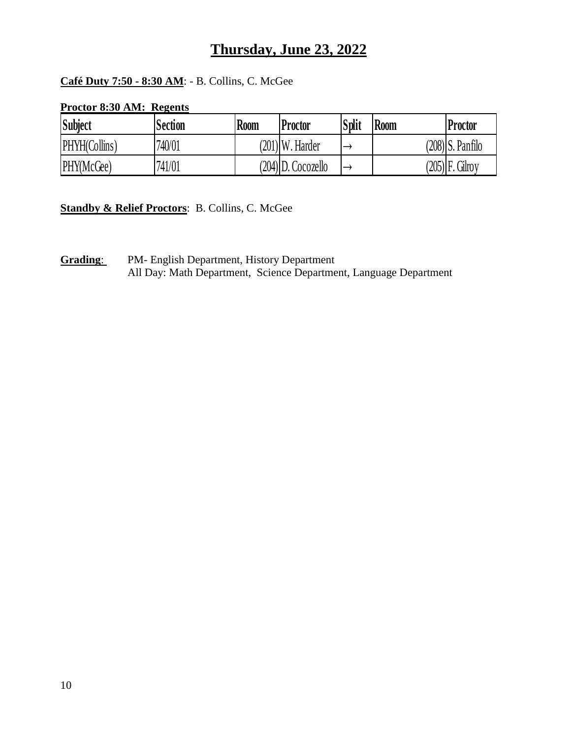# Thursday, June 23, 2022

**Café Duty 7:50 - 8:30 AM**: - B. Collins, C. McGee

**Proctor 8:30 AM: Regents**

| Subject | Section | Room | Proctor | Split | Room | Proctor |
|---|---|---|---|---|---|---|
| PHYH(Collins) | 740/01 | (201) | W. Harder | → | (208) | S. Panfilo |
| PHY(McGee) | 741/01 | (204) | D. Cocozello | → | (205) | F. Gilroy |

**Standby & Relief Proctors**: B. Collins, C. McGee

**Grading**: PM- English Department, History Department
All Day: Math Department, Science Department, Language Department